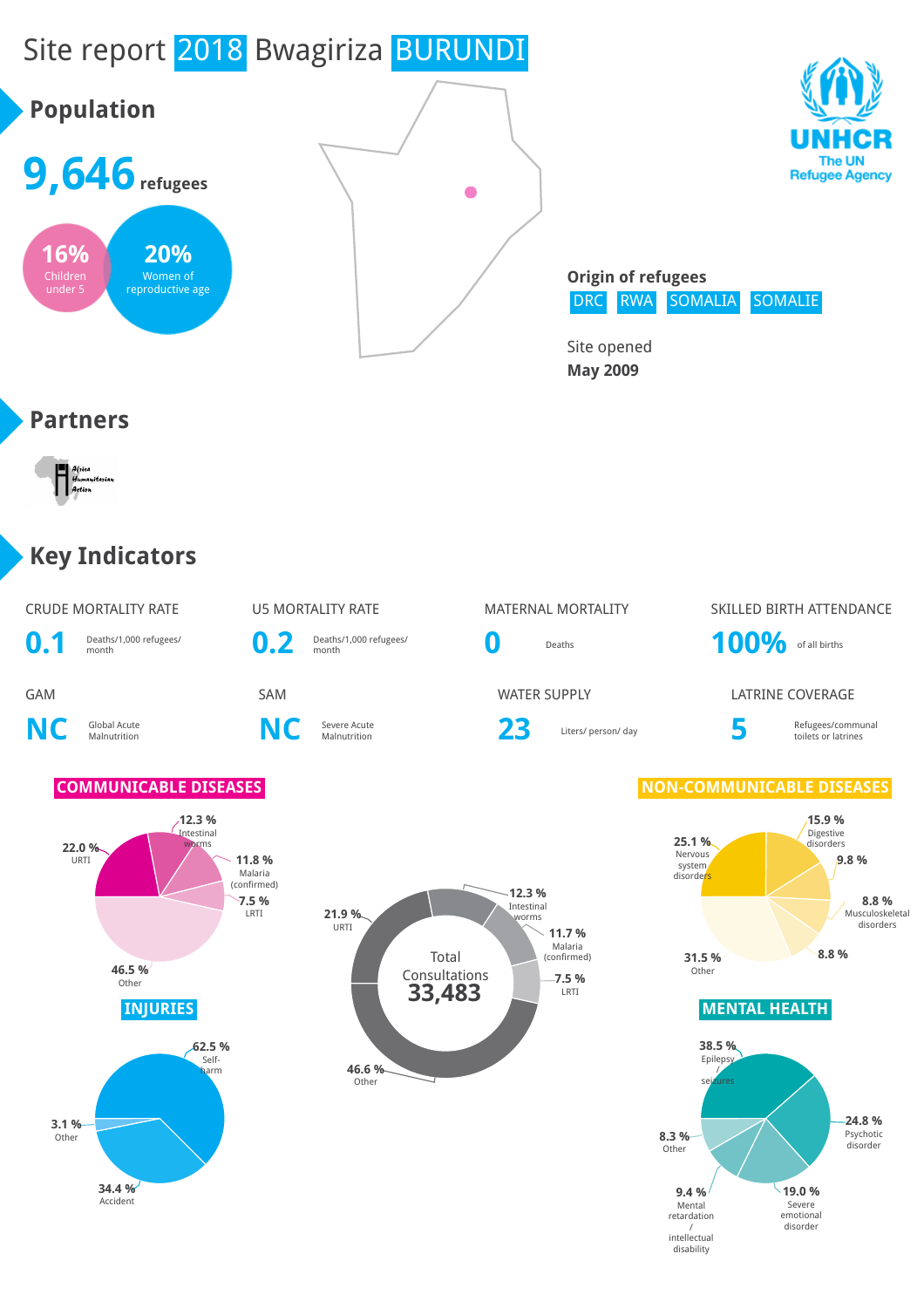# Site report 2018 Bwagiriza BURUNDI

UNHCR
The UN Refugee Agency

## Population

**9,646** refugees

**16%** Children under 5

**20%** Women of reproductive age

**Origin of refugees**
DRC RWA SOMALIA SOMALIE

Site opened
**May 2009**

## Partners

Africa Humanitarian Action

## Key Indicators

| CRUDE MORTALITY RATE | U5 MORTALITY RATE | MATERNAL MORTALITY | SKILLED BIRTH ATTENDANCE |
| --- | --- | --- | --- |
| **0.1** Deaths/1,000 refugees/ month | **0.2** Deaths/1,000 refugees/ month | **0** Deaths | **100%** of all births |

| GAM | SAM | WATER SUPPLY | LATRINE COVERAGE |
| --- | --- | --- | --- |
| **NC** Global Acute Malnutrition | **NC** Severe Acute Malnutrition | **23** Liters/ person/ day | **5** Refugees/communal toilets or latrines |

### COMMUNICABLE DISEASES

- 22.0 % URTI
- 12.3 % Intestinal worms
- 11.8 % Malaria (confirmed)
- 7.5 % LRTI
- 46.5 % Other

### Total Consultations 33,483

- 21.9 % URTI
- 12.3 % Intestinal worms
- 11.7 % Malaria (confirmed)
- 7.5 % LRTI
- 46.6 % Other

### NON-COMMUNICABLE DISEASES

- 25.1 % Nervous system disorders
- 15.9 % Digestive disorders
- 9.8 %
- 8.8 % Musculoskeletal disorders
- 8.8 %
- 31.5 % Other

### INJURIES

- 62.5 % Self-harm
- 34.4 % Accident
- 3.1 % Other

### MENTAL HEALTH

- 38.5 % Epilepsy / seizures
- 24.8 % Psychotic disorder
- 19.0 % Severe emotional disorder
- 9.4 % Mental retardation / intellectual disability
- 8.3 % Other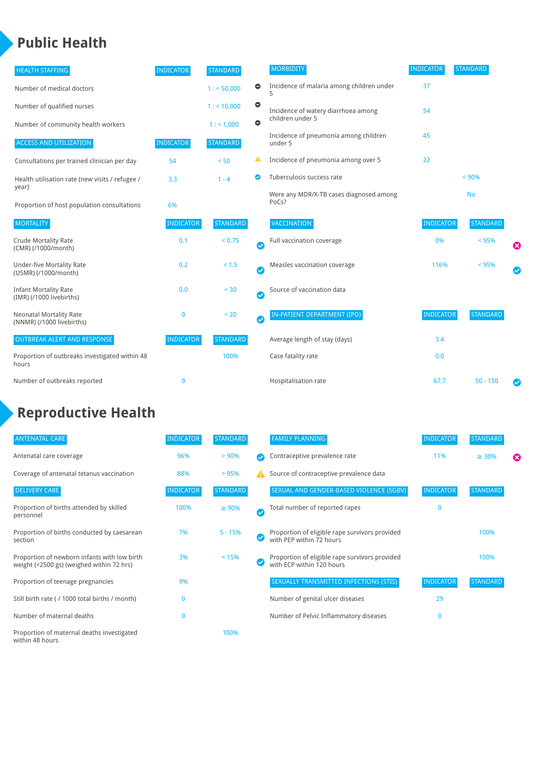## Public Health

| HEALTH STAFFING | INDICATOR | STANDARD |
|---|---|---|
| Number of medical doctors | | 1 : < 50,000 |
| Number of qualified nurses | | 1 : < 10,000 |
| Number of community health workers | | 1 : < 1,000 |

| ACCESS AND UTILIZATION | INDICATOR | STANDARD |
|---|---|---|
| Consultations per trained clinician per day | 54 | < 50 |
| Health utilisation rate (new visits / refugee / year) | 3.3 | 1 - 4 |
| Proportion of host population consultations | 6% | |

| MORTALITY | INDICATOR | STANDARD |
|---|---|---|
| Crude Mortality Rate (CMR) (/1000/month) | 0.1 | < 0.75 |
| Under-five Mortality Rate (U5MR) (/1000/month) | 0.2 | < 1.5 |
| Infant Mortality Rate (IMR) (/1000 livebirths) | 0.0 | < 30 |
| Neonatal Mortality Rate (NNMR) (/1000 livebirths) | 0 | < 20 |

| OUTBREAK ALERT AND RESPONSE | INDICATOR | STANDARD |
|---|---|---|
| Proportion of outbreaks investigated within 48 hours | | 100% |
| Number of outbreaks reported | 0 | |

| MORBIDITY | INDICATOR | STANDARD |
|---|---|---|
| Incidence of malaria among children under 5 | 37 | |
| Incidence of watery diarrhoea among children under 5 | 54 | |
| Incidence of pneumonia among children under 5 | 45 | |
| Incidence of pneumonia among over 5 | 22 | |
| Tuberculosis success rate | | < 90% |
| Were any MDR/X-TB cases diagnosed among PoCs? | | No |

| VACCINATION | INDICATOR | STANDARD |
|---|---|---|
| Full vaccination coverage | 0% | < 95% |
| Measles vaccination coverage | 116% | < 95% |
| Source of vaccination data | | |

| IN-PATIENT DEPARTMENT (IPD) | INDICATOR | STANDARD |
|---|---|---|
| Average length of stay (days) | 3.4 | |
| Case fatality rate | 0.0 | |
| Hospitalisation rate | 67.7 | 50 - 150 |

## Reproductive Health

| ANTENATAL CARE | INDICATOR | STANDARD |
|---|---|---|
| Antenatal care coverage | 96% | > 90% |
| Coverage of antenatal tetanus vaccination | 88% | > 95% |

| DELIVERY CARE | INDICATOR | STANDARD |
|---|---|---|
| Proportion of births attended by skilled personnel | 100% | ≥ 90% |
| Proportion of births conducted by caesarean section | 7% | 5 - 15% |
| Proportion of newborn infants with low birth weight (<2500 gs) (weighed within 72 hrs) | 3% | < 15% |
| Proportion of teenage pregnancies | 9% | |
| Still birth rate ( / 1000 total births / month) | 0 | |
| Number of maternal deaths | 0 | |
| Proportion of maternal deaths investigated within 48 hours | | 100% |

| FAMILY PLANNING | INDICATOR | STANDARD |
|---|---|---|
| Contraceptive prevalence rate | 11% | ≥ 30% |
| Source of contraceptive prevalence data | | |

| SEXUAL AND GENDER-BASED VIOLENCE (SGBV) | INDICATOR | STANDARD |
|---|---|---|
| Total number of reported rapes | 0 | |
| Proportion of eligible rape survivors provided with PEP within 72 hours | | 100% |
| Proportion of eligible rape survivors provided with ECP within 120 hours | | 100% |

| SEXUALLY TRANSMITTED INFECTIONS (STIS) | INDICATOR | STANDARD |
|---|---|---|
| Number of genital ulcer diseases | 29 | |
| Number of Pelvic Inflammatory diseases | 0 | |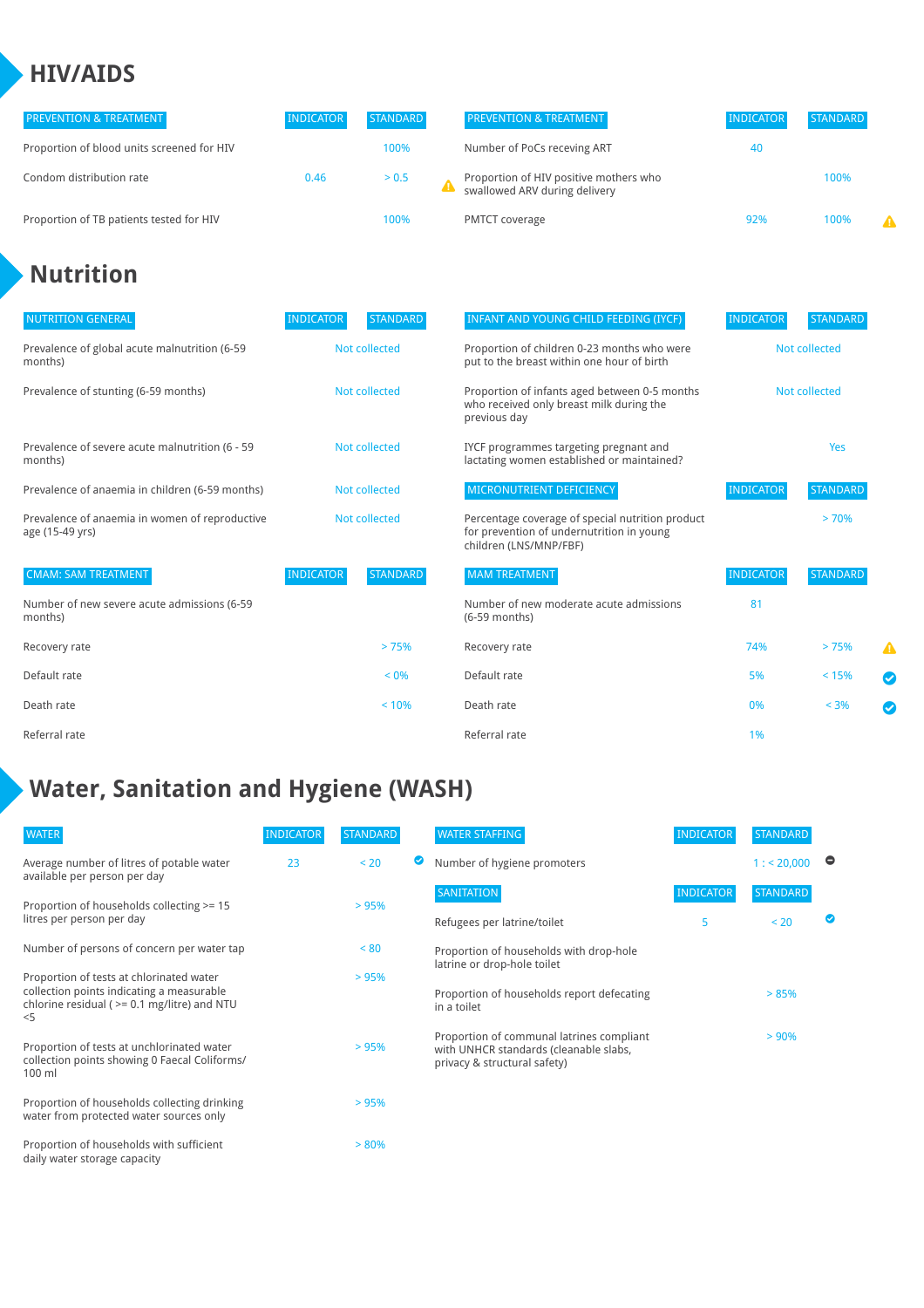# HIV/AIDS

| PREVENTION & TREATMENT | INDICATOR | STANDARD | |
|---|---|---|---|
| Proportion of blood units screened for HIV | | 100% | |
| Condom distribution rate | 0.46 | > 0.5 | ⚠ |
| Proportion of TB patients tested for HIV | | 100% | |

| PREVENTION & TREATMENT | INDICATOR | STANDARD | |
|---|---|---|---|
| Number of PoCs receving ART | 40 | | |
| Proportion of HIV positive mothers who swallowed ARV during delivery | | 100% | |
| PMTCT coverage | 92% | 100% | ⚠ |

# Nutrition

| NUTRITION GENERAL | INDICATOR | STANDARD |
|---|---|---|
| Prevalence of global acute malnutrition (6-59 months) | Not collected | |
| Prevalence of stunting (6-59 months) | Not collected | |
| Prevalence of severe acute malnutrition (6 - 59 months) | Not collected | |
| Prevalence of anaemia in children (6-59 months) | Not collected | |
| Prevalence of anaemia in women of reproductive age (15-49 yrs) | Not collected | |

| INFANT AND YOUNG CHILD FEEDING (IYCF) | INDICATOR | STANDARD |
|---|---|---|
| Proportion of children 0-23 months who were put to the breast within one hour of birth | Not collected | |
| Proportion of infants aged between 0-5 months who received only breast milk during the previous day | Not collected | |
| IYCF programmes targeting pregnant and lactating women established or maintained? | | Yes |

| MICRONUTRIENT DEFICIENCY | INDICATOR | STANDARD |
|---|---|---|
| Percentage coverage of special nutrition product for prevention of undernutrition in young children (LNS/MNP/FBF) | | > 70% |

| CMAM: SAM TREATMENT | INDICATOR | STANDARD |
|---|---|---|
| Number of new severe acute admissions (6-59 months) | | |
| Recovery rate | | > 75% |
| Default rate | | < 0% |
| Death rate | | < 10% |
| Referral rate | | |

| MAM TREATMENT | INDICATOR | STANDARD | |
|---|---|---|---|
| Number of new moderate acute admissions (6-59 months) | 81 | | |
| Recovery rate | 74% | > 75% | ⚠ |
| Default rate | 5% | < 15% | ✔ |
| Death rate | 0% | < 3% | ✔ |
| Referral rate | 1% | | |

# Water, Sanitation and Hygiene (WASH)

| WATER | INDICATOR | STANDARD | |
|---|---|---|---|
| Average number of litres of potable water available per person per day | 23 | < 20 | ✔ |
| Proportion of households collecting >= 15 litres per person per day | | > 95% | |
| Number of persons of concern per water tap | | < 80 | |
| Proportion of tests at chlorinated water collection points indicating a measurable chlorine residual ( >= 0.1 mg/litre) and NTU <5 | | > 95% | |
| Proportion of tests at unchlorinated water collection points showing 0 Faecal Coliforms/ 100 ml | | > 95% | |
| Proportion of households collecting drinking water from protected water sources only | | > 95% | |
| Proportion of households with sufficient daily water storage capacity | | > 80% | |

| WATER STAFFING | INDICATOR | STANDARD | |
|---|---|---|---|
| Number of hygiene promoters | | 1 : < 20,000 | ⊖ |

| SANITATION | INDICATOR | STANDARD | |
|---|---|---|---|
| Refugees per latrine/toilet | 5 | < 20 | ✔ |
| Proportion of households with drop-hole latrine or drop-hole toilet | | | |
| Proportion of households report defecating in a toilet | | > 85% | |
| Proportion of communal latrines compliant with UNHCR standards (cleanable slabs, privacy & structural safety) | | > 90% | |